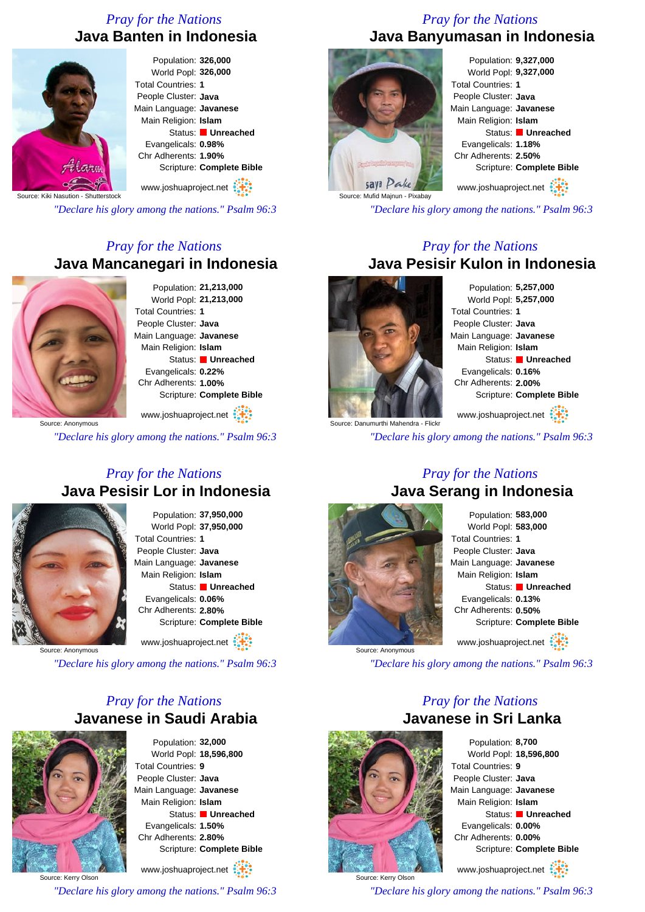*Pray for the Nations*

## Java Banten in Indonesia

Population: **326,000**
World Popl: **326,000**
Total Countries: **1**
People Cluster: **Java**
Main Language: **Javanese**
Main Religion: **Islam**
Status: **Unreached**
Evangelicals: **0.98%**
Chr Adherents: **1.90%**
Scripture: **Complete Bible**

Source: Kiki Nasution - Shutterstock

www.joshuaproject.net

*"Declare his glory among the nations." Psalm 96:3*

*Pray for the Nations*

## Java Banyumasan in Indonesia

Population: **9,327,000**
World Popl: **9,327,000**
Total Countries: **1**
People Cluster: **Java**
Main Language: **Javanese**
Main Religion: **Islam**
Status: **Unreached**
Evangelicals: **1.18%**
Chr Adherents: **2.50%**
Scripture: **Complete Bible**

Source: Mufid Majnun - Pixabay

www.joshuaproject.net

*"Declare his glory among the nations." Psalm 96:3*

*Pray for the Nations*

## Java Mancanegari in Indonesia

Population: **21,213,000**
World Popl: **21,213,000**
Total Countries: **1**
People Cluster: **Java**
Main Language: **Javanese**
Main Religion: **Islam**
Status: **Unreached**
Evangelicals: **0.22%**
Chr Adherents: **1.00%**
Scripture: **Complete Bible**

Source: Anonymous

www.joshuaproject.net

*"Declare his glory among the nations." Psalm 96:3*

*Pray for the Nations*

## Java Pesisir Kulon in Indonesia

Population: **5,257,000**
World Popl: **5,257,000**
Total Countries: **1**
People Cluster: **Java**
Main Language: **Javanese**
Main Religion: **Islam**
Status: **Unreached**
Evangelicals: **0.16%**
Chr Adherents: **2.00%**
Scripture: **Complete Bible**

Source: Danumurthi Mahendra - Flickr

www.joshuaproject.net

*"Declare his glory among the nations." Psalm 96:3*

*Pray for the Nations*

## Java Pesisir Lor in Indonesia

Population: **37,950,000**
World Popl: **37,950,000**
Total Countries: **1**
People Cluster: **Java**
Main Language: **Javanese**
Main Religion: **Islam**
Status: **Unreached**
Evangelicals: **0.06%**
Chr Adherents: **2.80%**
Scripture: **Complete Bible**

Source: Anonymous

www.joshuaproject.net

*"Declare his glory among the nations." Psalm 96:3*

*Pray for the Nations*

## Java Serang in Indonesia

Population: **583,000**
World Popl: **583,000**
Total Countries: **1**
People Cluster: **Java**
Main Language: **Javanese**
Main Religion: **Islam**
Status: **Unreached**
Evangelicals: **0.13%**
Chr Adherents: **0.50%**
Scripture: **Complete Bible**

Source: Anonymous

www.joshuaproject.net

*"Declare his glory among the nations." Psalm 96:3*

*Pray for the Nations*

## Javanese in Saudi Arabia

Population: **32,000**
World Popl: **18,596,800**
Total Countries: **9**
People Cluster: **Java**
Main Language: **Javanese**
Main Religion: **Islam**
Status: **Unreached**
Evangelicals: **1.50%**
Chr Adherents: **2.80%**
Scripture: **Complete Bible**

Source: Kerry Olson

www.joshuaproject.net

*"Declare his glory among the nations." Psalm 96:3*

*Pray for the Nations*

## Javanese in Sri Lanka

Population: **8,700**
World Popl: **18,596,800**
Total Countries: **9**
People Cluster: **Java**
Main Language: **Javanese**
Main Religion: **Islam**
Status: **Unreached**
Evangelicals: **0.00%**
Chr Adherents: **0.00%**
Scripture: **Complete Bible**

Source: Kerry Olson

www.joshuaproject.net

*"Declare his glory among the nations." Psalm 96:3*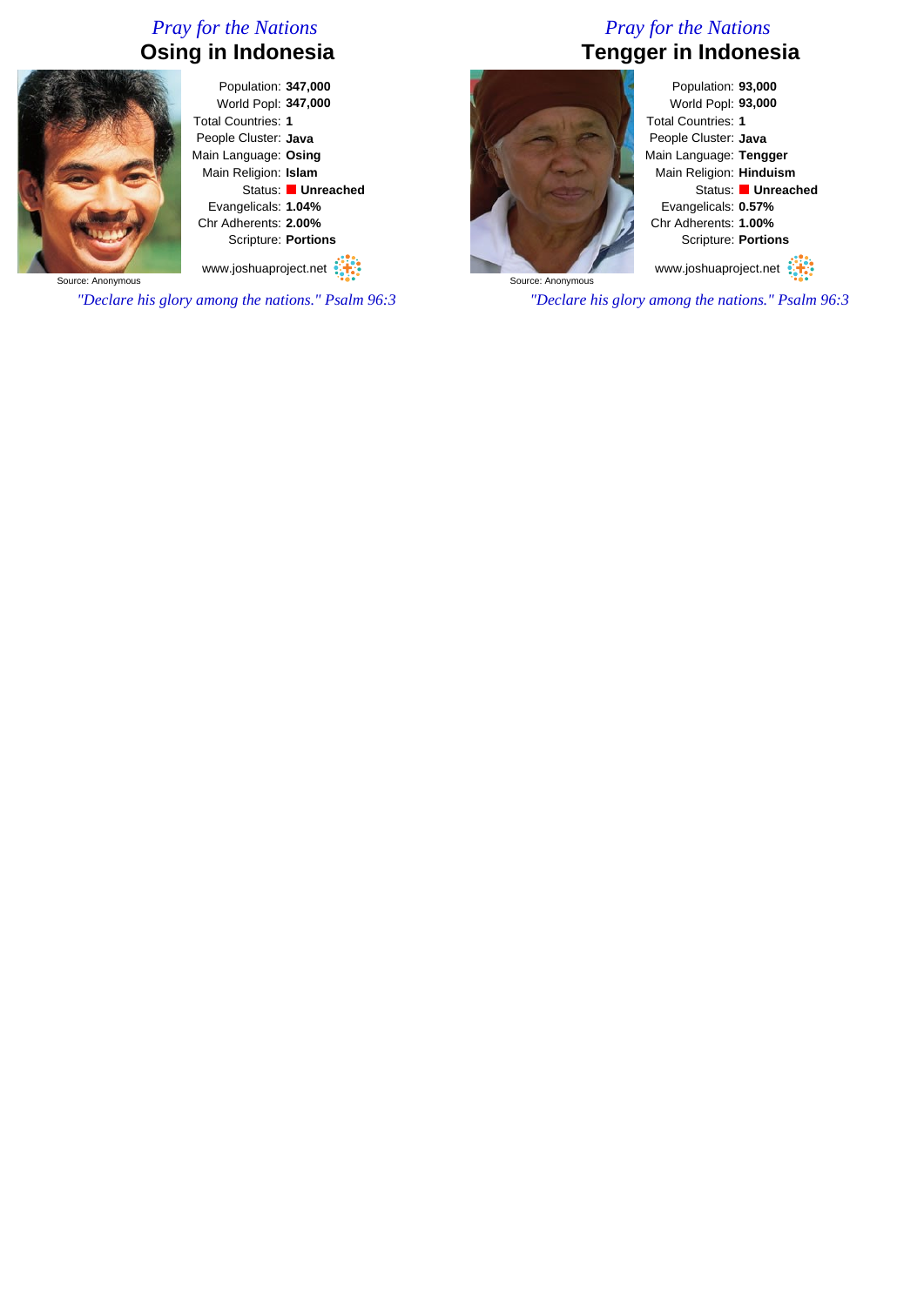*Pray for the Nations*

# Osing in Indonesia

Source: Anonymous

Population: **347,000**
World Popl: **347,000**
Total Countries: **1**
People Cluster: **Java**
Main Language: **Osing**
Main Religion: **Islam**
Status: **Unreached**
Evangelicals: **1.04%**
Chr Adherents: **2.00%**
Scripture: **Portions**

www.joshuaproject.net

*"Declare his glory among the nations." Psalm 96:3*

*Pray for the Nations*

# Tengger in Indonesia

Source: Anonymous

Population: **93,000**
World Popl: **93,000**
Total Countries: **1**
People Cluster: **Java**
Main Language: **Tengger**
Main Religion: **Hinduism**
Status: **Unreached**
Evangelicals: **0.57%**
Chr Adherents: **1.00%**
Scripture: **Portions**

www.joshuaproject.net

*"Declare his glory among the nations." Psalm 96:3*